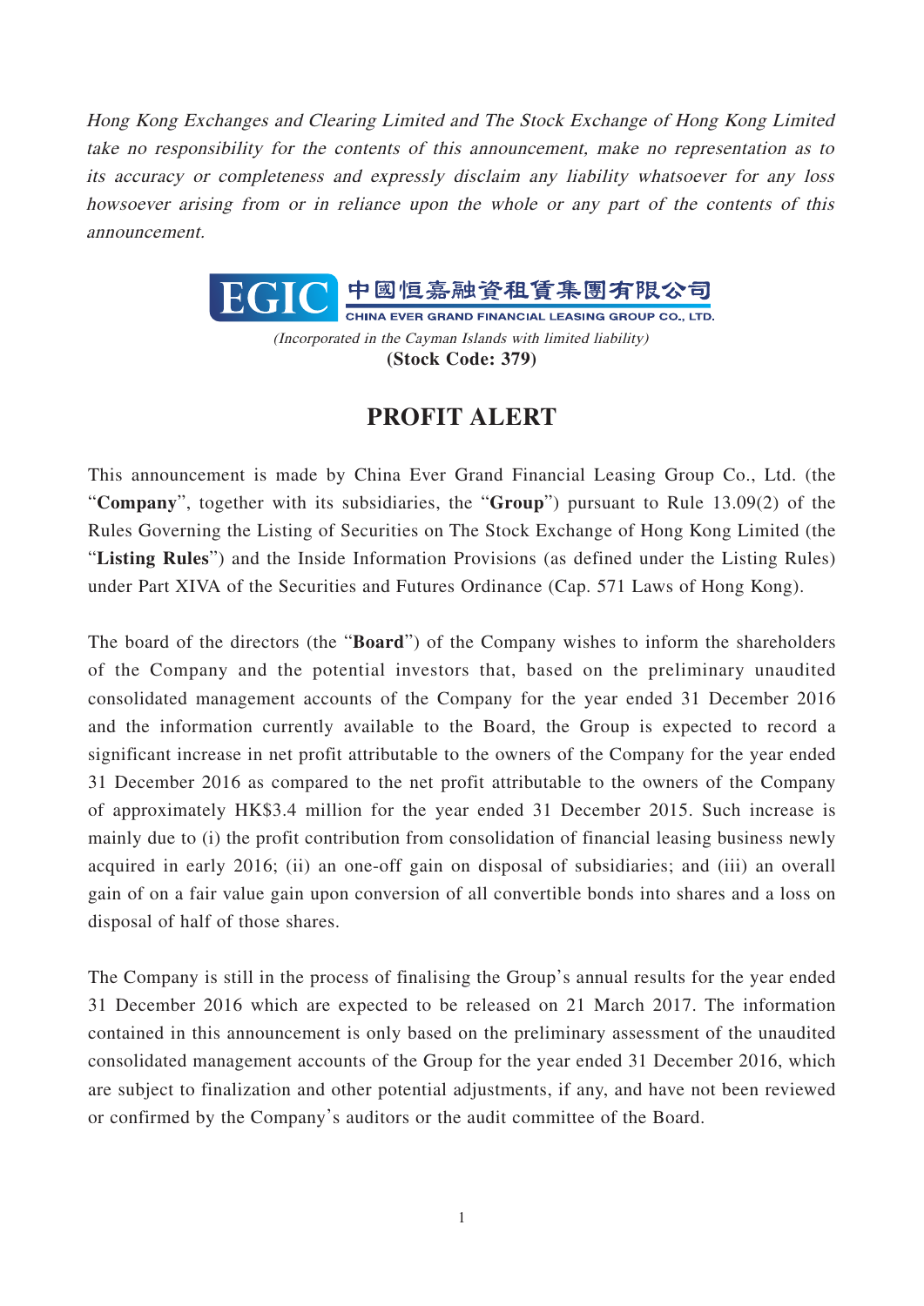*Hong Kong Exchanges and Clearing Limited and The Stock Exchange of Hong Kong Limited take no responsibility for the contents of this announcement, make no representation as to its accuracy or completeness and expressly disclaim any liability whatsoever for any loss howsoever arising from or in reliance upon the whole or any part of the contents of this announcement.*

EGIC 中國恒嘉融資租賃集團有限公司
CHINA EVER GRAND FINANCIAL LEASING GROUP CO., LTD.

*(Incorporated in the Cayman Islands with limited liability)*
**(Stock Code: 379)**

# PROFIT ALERT

This announcement is made by China Ever Grand Financial Leasing Group Co., Ltd. (the "**Company**", together with its subsidiaries, the "**Group**") pursuant to Rule 13.09(2) of the Rules Governing the Listing of Securities on The Stock Exchange of Hong Kong Limited (the "**Listing Rules**") and the Inside Information Provisions (as defined under the Listing Rules) under Part XIVA of the Securities and Futures Ordinance (Cap. 571 Laws of Hong Kong).

The board of the directors (the "**Board**") of the Company wishes to inform the shareholders of the Company and the potential investors that, based on the preliminary unaudited consolidated management accounts of the Company for the year ended 31 December 2016 and the information currently available to the Board, the Group is expected to record a significant increase in net profit attributable to the owners of the Company for the year ended 31 December 2016 as compared to the net profit attributable to the owners of the Company of approximately HK$3.4 million for the year ended 31 December 2015. Such increase is mainly due to (i) the profit contribution from consolidation of financial leasing business newly acquired in early 2016; (ii) an one-off gain on disposal of subsidiaries; and (iii) an overall gain of on a fair value gain upon conversion of all convertible bonds into shares and a loss on disposal of half of those shares.

The Company is still in the process of finalising the Group's annual results for the year ended 31 December 2016 which are expected to be released on 21 March 2017. The information contained in this announcement is only based on the preliminary assessment of the unaudited consolidated management accounts of the Group for the year ended 31 December 2016, which are subject to finalization and other potential adjustments, if any, and have not been reviewed or confirmed by the Company's auditors or the audit committee of the Board.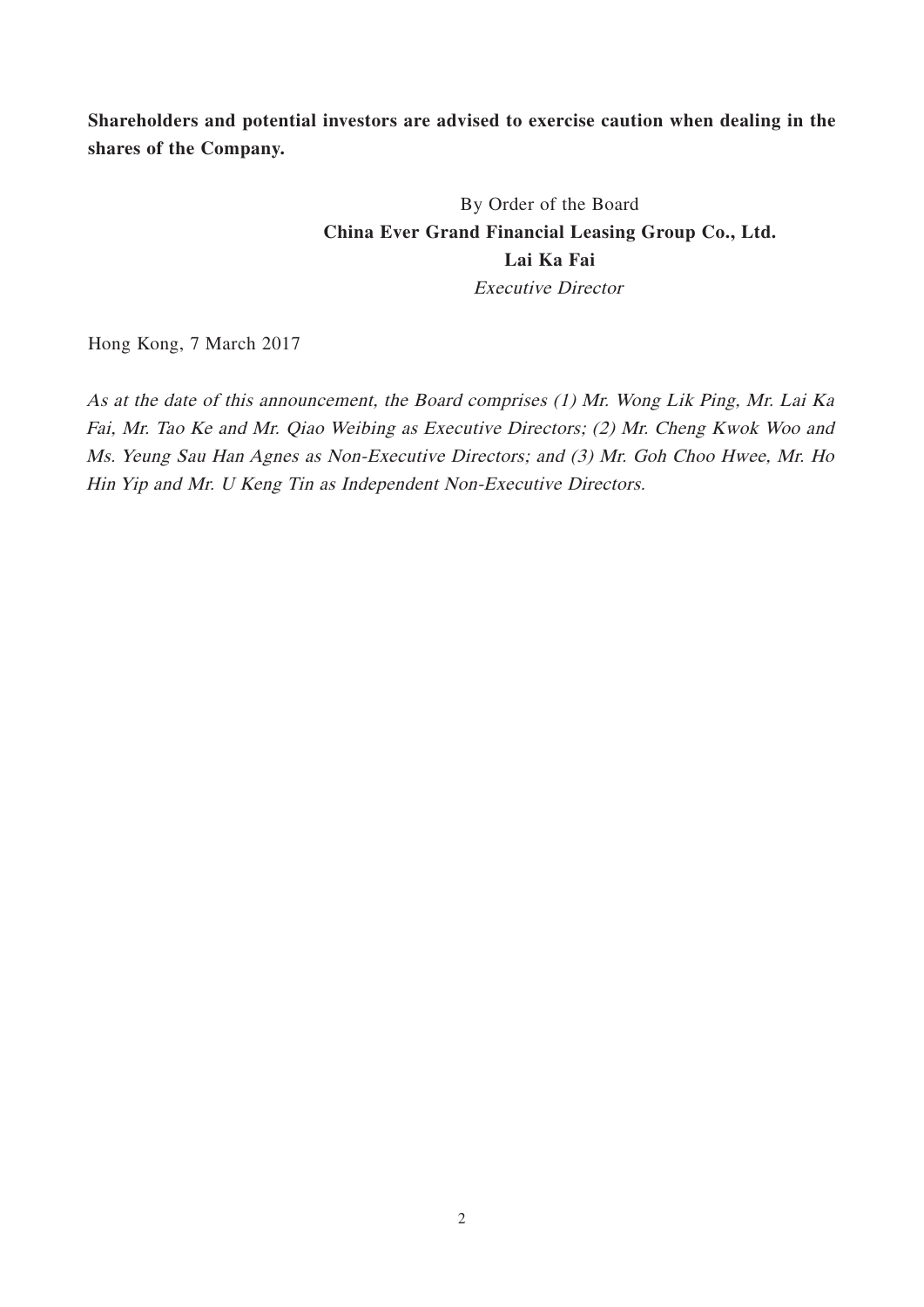**Shareholders and potential investors are advised to exercise caution when dealing in the shares of the Company.**

By Order of the Board
**China Ever Grand Financial Leasing Group Co., Ltd.**
**Lai Ka Fai**
*Executive Director*

Hong Kong, 7 March 2017

*As at the date of this announcement, the Board comprises (1) Mr. Wong Lik Ping, Mr. Lai Ka Fai, Mr. Tao Ke and Mr. Qiao Weibing as Executive Directors; (2) Mr. Cheng Kwok Woo and Ms. Yeung Sau Han Agnes as Non-Executive Directors; and (3) Mr. Goh Choo Hwee, Mr. Ho Hin Yip and Mr. U Keng Tin as Independent Non-Executive Directors.*